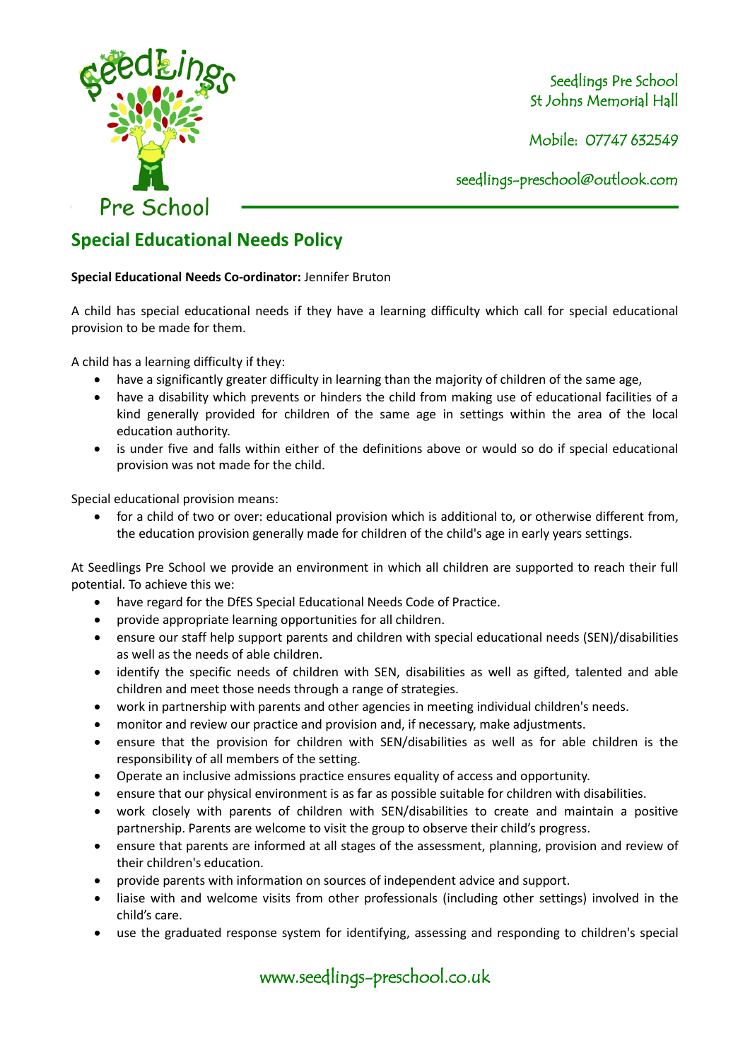Seedlings Pre School
St Johns Memorial Hall

Mobile: 07747 632549

seedlings-preschool@outlook.com

## Special Educational Needs Policy

**Special Educational Needs Co-ordinator:** Jennifer Bruton

A child has special educational needs if they have a learning difficulty which call for special educational provision to be made for them.

A child has a learning difficulty if they:

- have a significantly greater difficulty in learning than the majority of children of the same age,
- have a disability which prevents or hinders the child from making use of educational facilities of a kind generally provided for children of the same age in settings within the area of the local education authority.
- is under five and falls within either of the definitions above or would so do if special educational provision was not made for the child.

Special educational provision means:

- for a child of two or over: educational provision which is additional to, or otherwise different from, the education provision generally made for children of the child's age in early years settings.

At Seedlings Pre School we provide an environment in which all children are supported to reach their full potential. To achieve this we:

- have regard for the DfES Special Educational Needs Code of Practice.
- provide appropriate learning opportunities for all children.
- ensure our staff help support parents and children with special educational needs (SEN)/disabilities as well as the needs of able children.
- identify the specific needs of children with SEN, disabilities as well as gifted, talented and able children and meet those needs through a range of strategies.
- work in partnership with parents and other agencies in meeting individual children's needs.
- monitor and review our practice and provision and, if necessary, make adjustments.
- ensure that the provision for children with SEN/disabilities as well as for able children is the responsibility of all members of the setting.
- Operate an inclusive admissions practice ensures equality of access and opportunity.
- ensure that our physical environment is as far as possible suitable for children with disabilities.
- work closely with parents of children with SEN/disabilities to create and maintain a positive partnership. Parents are welcome to visit the group to observe their child's progress.
- ensure that parents are informed at all stages of the assessment, planning, provision and review of their children's education.
- provide parents with information on sources of independent advice and support.
- liaise with and welcome visits from other professionals (including other settings) involved in the child's care.
- use the graduated response system for identifying, assessing and responding to children's special

www.seedlings-preschool.co.uk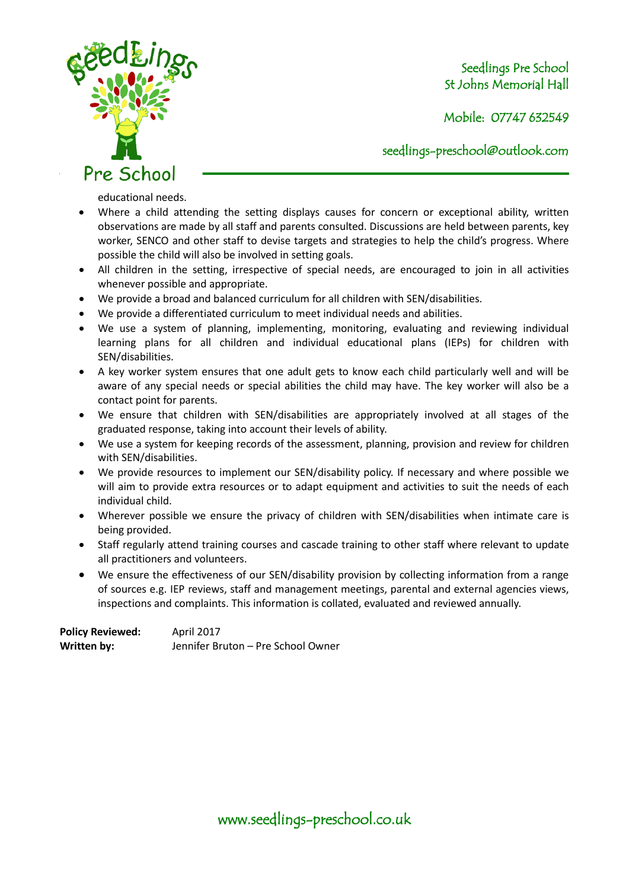educational needs.

- Where a child attending the setting displays causes for concern or exceptional ability, written observations are made by all staff and parents consulted. Discussions are held between parents, key worker, SENCO and other staff to devise targets and strategies to help the child's progress. Where possible the child will also be involved in setting goals.
- All children in the setting, irrespective of special needs, are encouraged to join in all activities whenever possible and appropriate.
- We provide a broad and balanced curriculum for all children with SEN/disabilities.
- We provide a differentiated curriculum to meet individual needs and abilities.
- We use a system of planning, implementing, monitoring, evaluating and reviewing individual learning plans for all children and individual educational plans (IEPs) for children with SEN/disabilities.
- A key worker system ensures that one adult gets to know each child particularly well and will be aware of any special needs or special abilities the child may have. The key worker will also be a contact point for parents.
- We ensure that children with SEN/disabilities are appropriately involved at all stages of the graduated response, taking into account their levels of ability.
- We use a system for keeping records of the assessment, planning, provision and review for children with SEN/disabilities.
- We provide resources to implement our SEN/disability policy. If necessary and where possible we will aim to provide extra resources or to adapt equipment and activities to suit the needs of each individual child.
- Wherever possible we ensure the privacy of children with SEN/disabilities when intimate care is being provided.
- Staff regularly attend training courses and cascade training to other staff where relevant to update all practitioners and volunteers.
- We ensure the effectiveness of our SEN/disability provision by collecting information from a range of sources e.g. IEP reviews, staff and management meetings, parental and external agencies views, inspections and complaints. This information is collated, evaluated and reviewed annually.

**Policy Reviewed:** April 2017
**Written by:** Jennifer Bruton – Pre School Owner